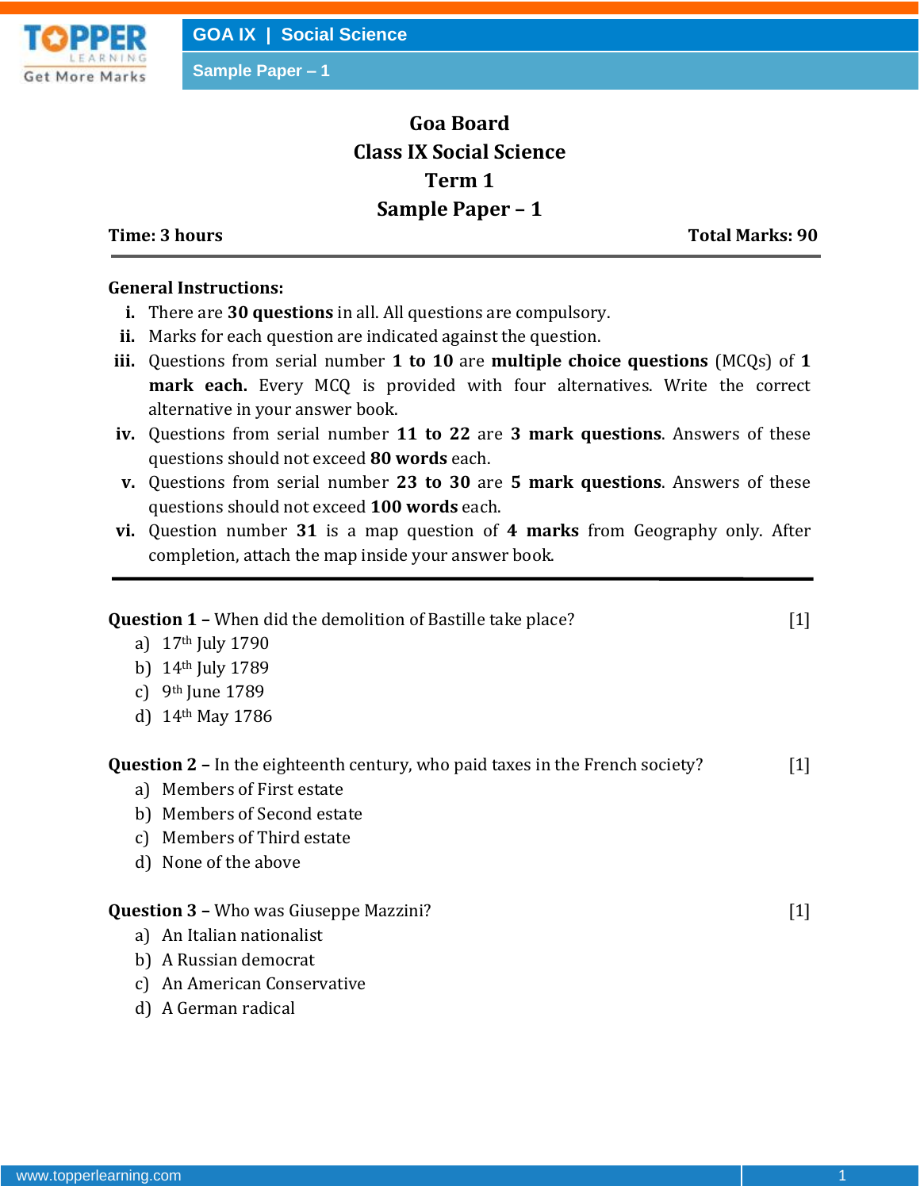# Goa Board
## Class IX Social Science
## Term 1
## Sample Paper – 1

**Time: 3 hours** **Total Marks: 90**

---

**General Instructions:**

i. There are **30 questions** in all. All questions are compulsory.
ii. Marks for each question are indicated against the question.
iii. Questions from serial number **1 to 10** are **multiple choice questions** (MCQs) of **1 mark each.** Every MCQ is provided with four alternatives. Write the correct alternative in your answer book.
iv. Questions from serial number **11 to 22** are **3 mark questions**. Answers of these questions should not exceed **80 words** each.
v. Questions from serial number **23 to 30** are **5 mark questions**. Answers of these questions should not exceed **100 words** each.
vi. Question number **31** is a map question of **4 marks** from Geography only. After completion, attach the map inside your answer book.

---

**Question 1 –** When did the demolition of Bastille take place? [1]

a) 17th July 1790
b) 14th July 1789
c) 9th June 1789
d) 14th May 1786

**Question 2 –** In the eighteenth century, who paid taxes in the French society? [1]

a) Members of First estate
b) Members of Second estate
c) Members of Third estate
d) None of the above

**Question 3 –** Who was Giuseppe Mazzini? [1]

a) An Italian nationalist
b) A Russian democrat
c) An American Conservative
d) A German radical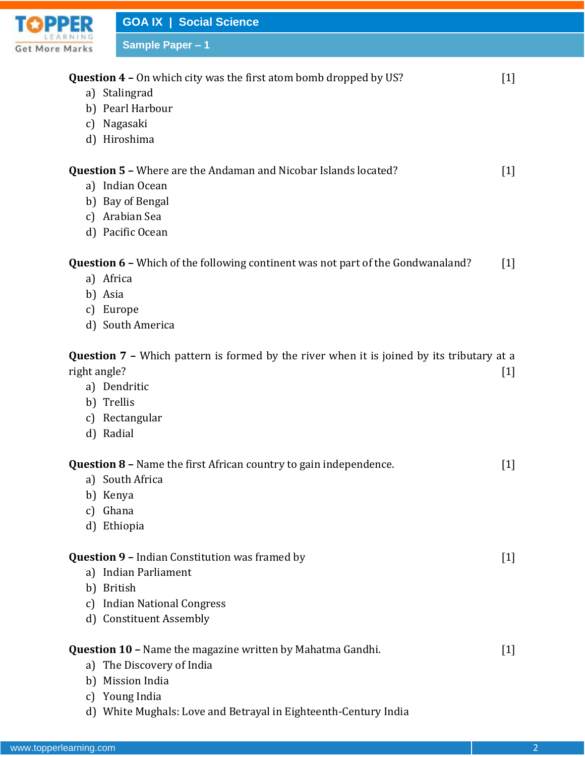**Question 4 –** On which city was the first atom bomb dropped by US? [1]

a) Stalingrad
b) Pearl Harbour
c) Nagasaki
d) Hiroshima

**Question 5 –** Where are the Andaman and Nicobar Islands located? [1]

a) Indian Ocean
b) Bay of Bengal
c) Arabian Sea
d) Pacific Ocean

**Question 6 –** Which of the following continent was not part of the Gondwanaland? [1]

a) Africa
b) Asia
c) Europe
d) South America

**Question 7 –** Which pattern is formed by the river when it is joined by its tributary at a right angle? [1]

a) Dendritic
b) Trellis
c) Rectangular
d) Radial

**Question 8 –** Name the first African country to gain independence. [1]

a) South Africa
b) Kenya
c) Ghana
d) Ethiopia

**Question 9 –** Indian Constitution was framed by [1]

a) Indian Parliament
b) British
c) Indian National Congress
d) Constituent Assembly

**Question 10 –** Name the magazine written by Mahatma Gandhi. [1]

a) The Discovery of India
b) Mission India
c) Young India
d) White Mughals: Love and Betrayal in Eighteenth-Century India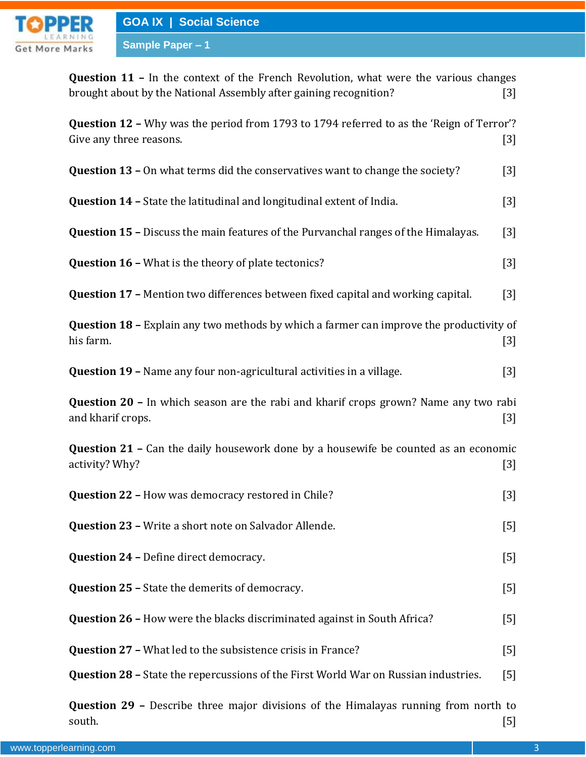**Question 11 –** In the context of the French Revolution, what were the various changes brought about by the National Assembly after gaining recognition? [3]

**Question 12 –** Why was the period from 1793 to 1794 referred to as the 'Reign of Terror'? Give any three reasons. [3]

**Question 13 –** On what terms did the conservatives want to change the society? [3]

**Question 14 –** State the latitudinal and longitudinal extent of India. [3]

**Question 15 –** Discuss the main features of the Purvanchal ranges of the Himalayas. [3]

**Question 16 –** What is the theory of plate tectonics? [3]

**Question 17 –** Mention two differences between fixed capital and working capital. [3]

**Question 18 –** Explain any two methods by which a farmer can improve the productivity of his farm. [3]

**Question 19 –** Name any four non-agricultural activities in a village. [3]

**Question 20 –** In which season are the rabi and kharif crops grown? Name any two rabi and kharif crops. [3]

**Question 21 –** Can the daily housework done by a housewife be counted as an economic activity? Why? [3]

**Question 22 –** How was democracy restored in Chile? [3]

**Question 23 –** Write a short note on Salvador Allende. [5]

**Question 24 –** Define direct democracy. [5]

**Question 25 –** State the demerits of democracy. [5]

**Question 26 –** How were the blacks discriminated against in South Africa? [5]

**Question 27 –** What led to the subsistence crisis in France? [5]

**Question 28 –** State the repercussions of the First World War on Russian industries. [5]

**Question 29 –** Describe three major divisions of the Himalayas running from north to south. [5]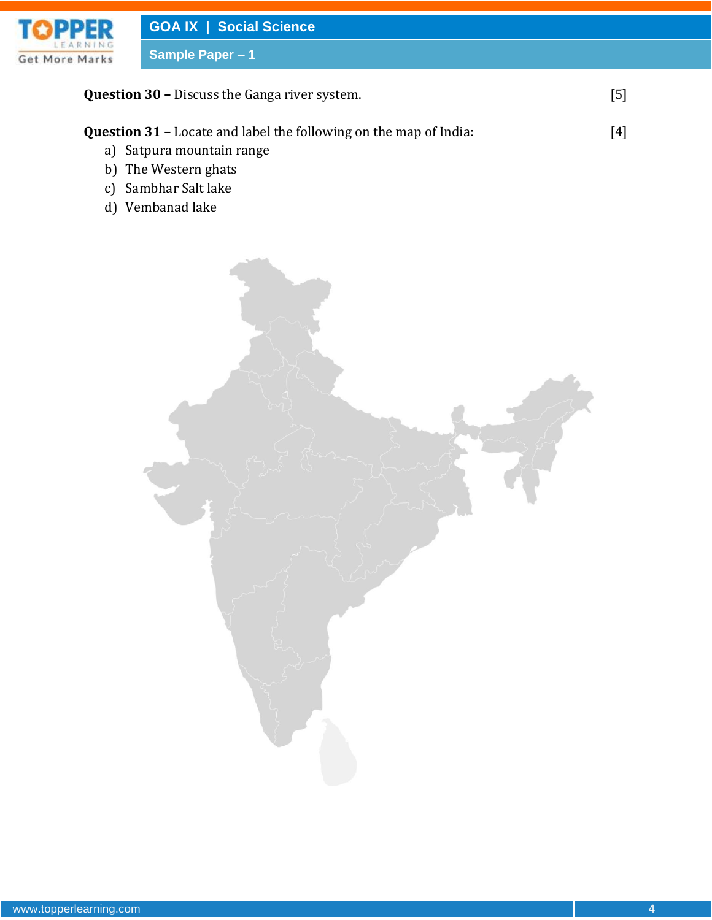**Question 30 –** Discuss the Ganga river system. [5]

**Question 31 –** Locate and label the following on the map of India: [4]

a) Satpura mountain range
b) The Western ghats
c) Sambhar Salt lake
d) Vembanad lake